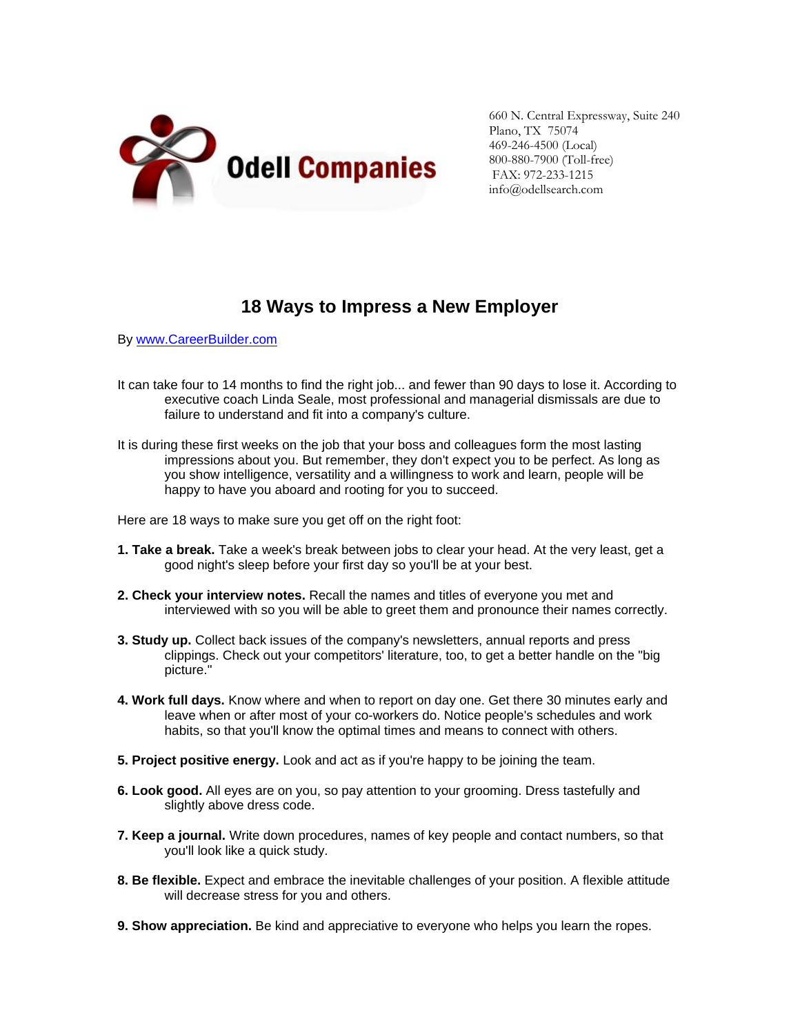Odell Companies

660 N. Central Expressway, Suite 240
Plano, TX 75074
469-246-4500 (Local)
800-880-7900 (Toll-free)
FAX: 972-233-1215
info@odellsearch.com

# 18 Ways to Impress a New Employer

By [www.CareerBuilder.com](http://www.CareerBuilder.com)

It can take four to 14 months to find the right job... and fewer than 90 days to lose it. According to executive coach Linda Seale, most professional and managerial dismissals are due to failure to understand and fit into a company's culture.

It is during these first weeks on the job that your boss and colleagues form the most lasting impressions about you. But remember, they don't expect you to be perfect. As long as you show intelligence, versatility and a willingness to work and learn, people will be happy to have you aboard and rooting for you to succeed.

Here are 18 ways to make sure you get off on the right foot:

**1. Take a break.** Take a week's break between jobs to clear your head. At the very least, get a good night's sleep before your first day so you'll be at your best.

**2. Check your interview notes.** Recall the names and titles of everyone you met and interviewed with so you will be able to greet them and pronounce their names correctly.

**3. Study up.** Collect back issues of the company's newsletters, annual reports and press clippings. Check out your competitors' literature, too, to get a better handle on the "big picture."

**4. Work full days.** Know where and when to report on day one. Get there 30 minutes early and leave when or after most of your co-workers do. Notice people's schedules and work habits, so that you'll know the optimal times and means to connect with others.

**5. Project positive energy.** Look and act as if you're happy to be joining the team.

**6. Look good.** All eyes are on you, so pay attention to your grooming. Dress tastefully and slightly above dress code.

**7. Keep a journal.** Write down procedures, names of key people and contact numbers, so that you'll look like a quick study.

**8. Be flexible.** Expect and embrace the inevitable challenges of your position. A flexible attitude will decrease stress for you and others.

**9. Show appreciation.** Be kind and appreciative to everyone who helps you learn the ropes.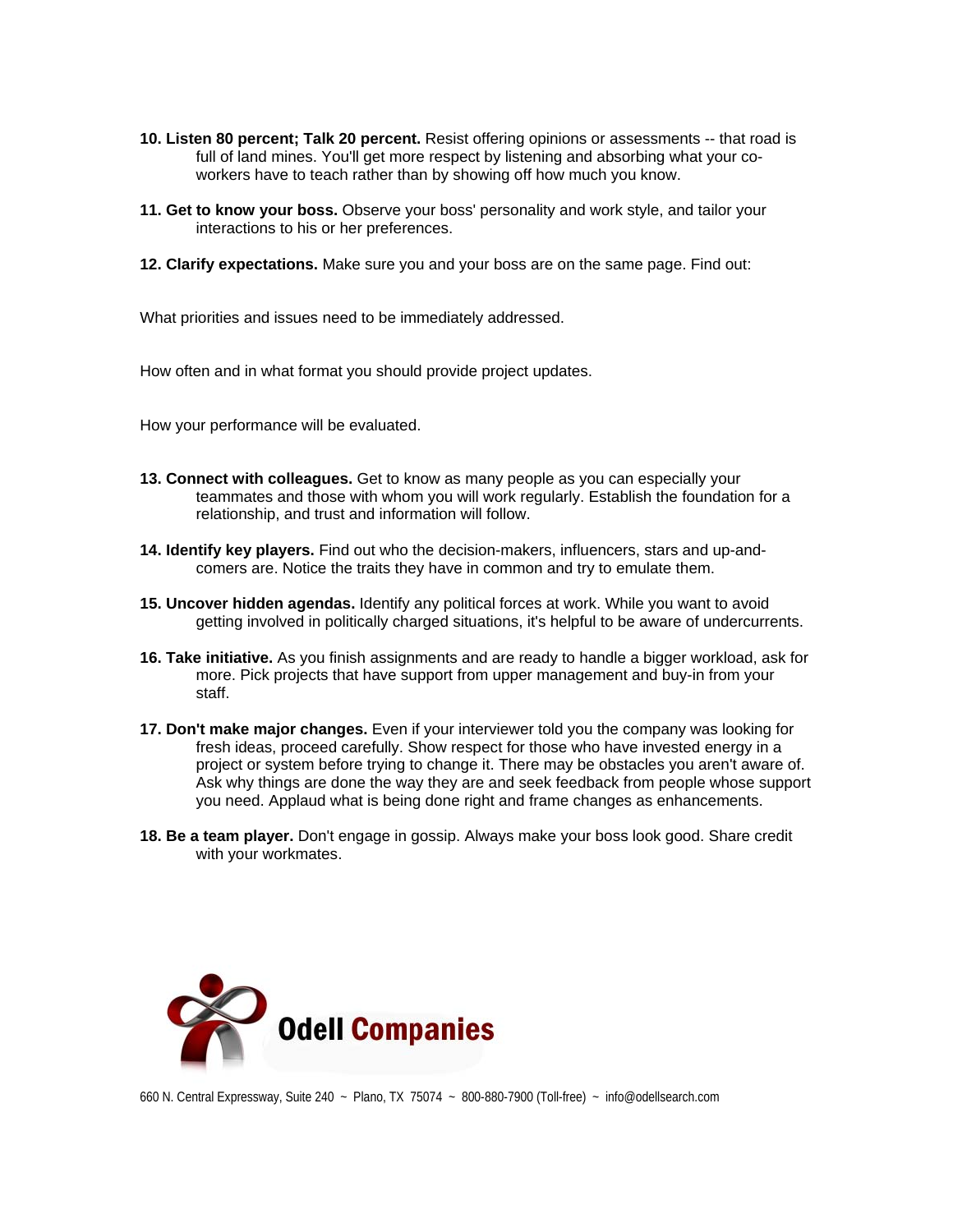**10. Listen 80 percent; Talk 20 percent.** Resist offering opinions or assessments -- that road is full of land mines. You'll get more respect by listening and absorbing what your co-workers have to teach rather than by showing off how much you know.

**11. Get to know your boss.** Observe your boss' personality and work style, and tailor your interactions to his or her preferences.

**12. Clarify expectations.** Make sure you and your boss are on the same page. Find out:

What priorities and issues need to be immediately addressed.

How often and in what format you should provide project updates.

How your performance will be evaluated.

**13. Connect with colleagues.** Get to know as many people as you can especially your teammates and those with whom you will work regularly. Establish the foundation for a relationship, and trust and information will follow.

**14. Identify key players.** Find out who the decision-makers, influencers, stars and up-and-comers are. Notice the traits they have in common and try to emulate them.

**15. Uncover hidden agendas.** Identify any political forces at work. While you want to avoid getting involved in politically charged situations, it's helpful to be aware of undercurrents.

**16. Take initiative.** As you finish assignments and are ready to handle a bigger workload, ask for more. Pick projects that have support from upper management and buy-in from your staff.

**17. Don't make major changes.** Even if your interviewer told you the company was looking for fresh ideas, proceed carefully. Show respect for those who have invested energy in a project or system before trying to change it. There may be obstacles you aren't aware of. Ask why things are done the way they are and seek feedback from people whose support you need. Applaud what is being done right and frame changes as enhancements.

**18. Be a team player.** Don't engage in gossip. Always make your boss look good. Share credit with your workmates.

Odell Companies

660 N. Central Expressway, Suite 240 ~ Plano, TX 75074 ~ 800-880-7900 (Toll-free) ~ info@odellsearch.com